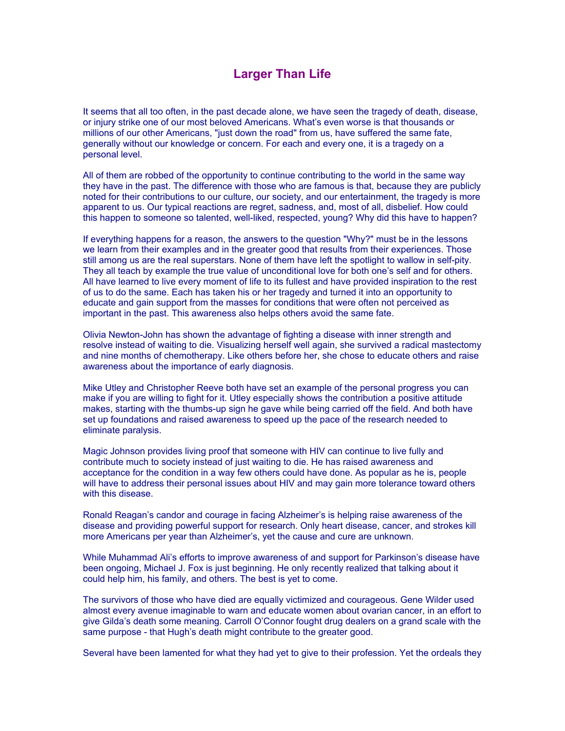# Larger Than Life

It seems that all too often, in the past decade alone, we have seen the tragedy of death, disease, or injury strike one of our most beloved Americans. What's even worse is that thousands or millions of our other Americans, "just down the road" from us, have suffered the same fate, generally without our knowledge or concern. For each and every one, it is a tragedy on a personal level.

All of them are robbed of the opportunity to continue contributing to the world in the same way they have in the past. The difference with those who are famous is that, because they are publicly noted for their contributions to our culture, our society, and our entertainment, the tragedy is more apparent to us. Our typical reactions are regret, sadness, and, most of all, disbelief. How could this happen to someone so talented, well-liked, respected, young? Why did this have to happen?

If everything happens for a reason, the answers to the question "Why?" must be in the lessons we learn from their examples and in the greater good that results from their experiences. Those still among us are the real superstars. None of them have left the spotlight to wallow in self-pity. They all teach by example the true value of unconditional love for both one's self and for others. All have learned to live every moment of life to its fullest and have provided inspiration to the rest of us to do the same. Each has taken his or her tragedy and turned it into an opportunity to educate and gain support from the masses for conditions that were often not perceived as important in the past. This awareness also helps others avoid the same fate.

Olivia Newton-John has shown the advantage of fighting a disease with inner strength and resolve instead of waiting to die. Visualizing herself well again, she survived a radical mastectomy and nine months of chemotherapy. Like others before her, she chose to educate others and raise awareness about the importance of early diagnosis.

Mike Utley and Christopher Reeve both have set an example of the personal progress you can make if you are willing to fight for it. Utley especially shows the contribution a positive attitude makes, starting with the thumbs-up sign he gave while being carried off the field. And both have set up foundations and raised awareness to speed up the pace of the research needed to eliminate paralysis.

Magic Johnson provides living proof that someone with HIV can continue to live fully and contribute much to society instead of just waiting to die. He has raised awareness and acceptance for the condition in a way few others could have done. As popular as he is, people will have to address their personal issues about HIV and may gain more tolerance toward others with this disease.

Ronald Reagan's candor and courage in facing Alzheimer's is helping raise awareness of the disease and providing powerful support for research. Only heart disease, cancer, and strokes kill more Americans per year than Alzheimer's, yet the cause and cure are unknown.

While Muhammad Ali's efforts to improve awareness of and support for Parkinson's disease have been ongoing, Michael J. Fox is just beginning. He only recently realized that talking about it could help him, his family, and others. The best is yet to come.

The survivors of those who have died are equally victimized and courageous. Gene Wilder used almost every avenue imaginable to warn and educate women about ovarian cancer, in an effort to give Gilda's death some meaning. Carroll O'Connor fought drug dealers on a grand scale with the same purpose - that Hugh's death might contribute to the greater good.

Several have been lamented for what they had yet to give to their profession. Yet the ordeals they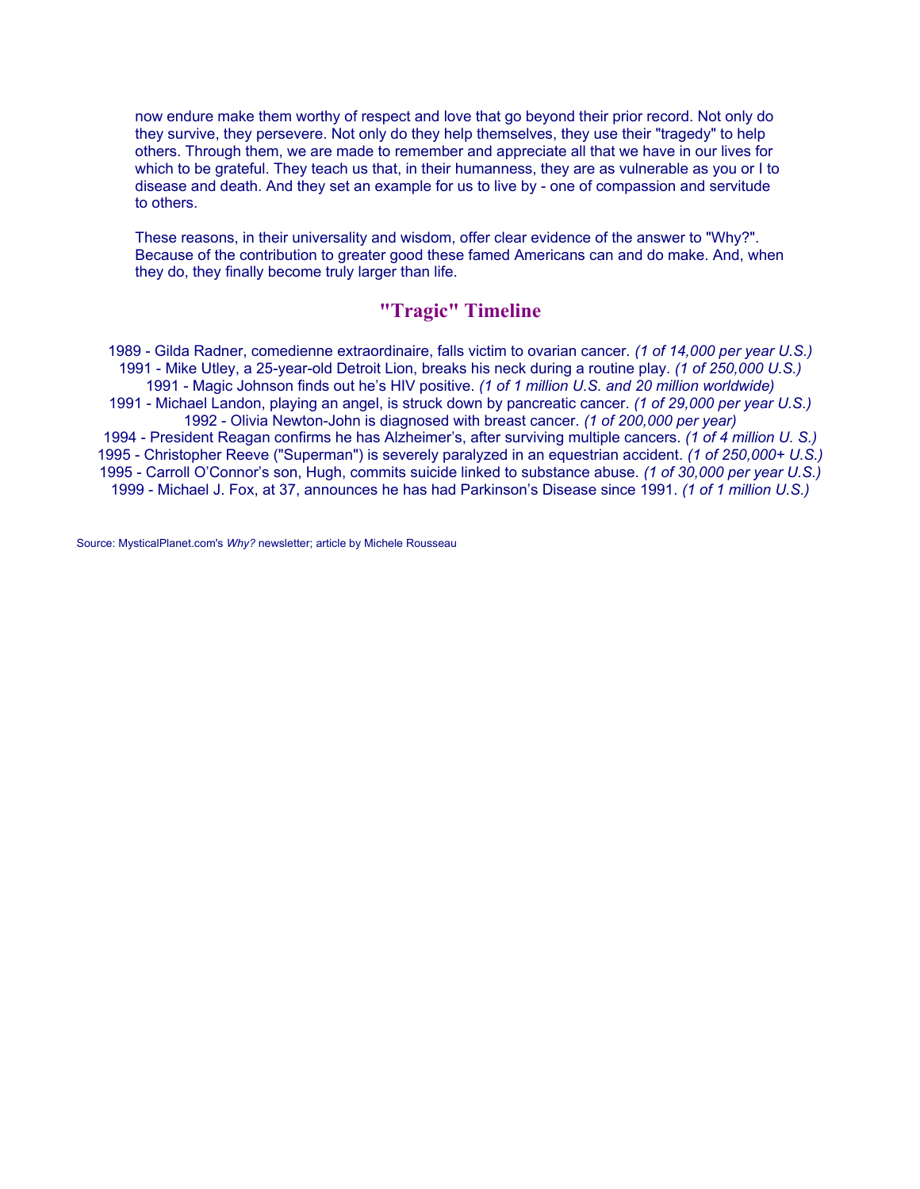now endure make them worthy of respect and love that go beyond their prior record. Not only do they survive, they persevere. Not only do they help themselves, they use their "tragedy" to help others. Through them, we are made to remember and appreciate all that we have in our lives for which to be grateful. They teach us that, in their humanness, they are as vulnerable as you or I to disease and death. And they set an example for us to live by - one of compassion and servitude to others.

These reasons, in their universality and wisdom, offer clear evidence of the answer to "Why?". Because of the contribution to greater good these famed Americans can and do make. And, when they do, they finally become truly larger than life.

## "Tragic" Timeline

1989 - Gilda Radner, comedienne extraordinaire, falls victim to ovarian cancer. *(1 of 14,000 per year U.S.)*
1991 - Mike Utley, a 25-year-old Detroit Lion, breaks his neck during a routine play. *(1 of 250,000 U.S.)*
1991 - Magic Johnson finds out he's HIV positive. *(1 of 1 million U.S. and 20 million worldwide)*
1991 - Michael Landon, playing an angel, is struck down by pancreatic cancer. *(1 of 29,000 per year U.S.)*
1992 - Olivia Newton-John is diagnosed with breast cancer. *(1 of 200,000 per year)*
1994 - President Reagan confirms he has Alzheimer's, after surviving multiple cancers. *(1 of 4 million U. S.)*
1995 - Christopher Reeve ("Superman") is severely paralyzed in an equestrian accident. *(1 of 250,000+ U.S.)*
1995 - Carroll O'Connor's son, Hugh, commits suicide linked to substance abuse. *(1 of 30,000 per year U.S.)*
1999 - Michael J. Fox, at 37, announces he has had Parkinson's Disease since 1991. *(1 of 1 million U.S.)*

Source: MysticalPlanet.com's *Why?* newsletter; article by Michele Rousseau